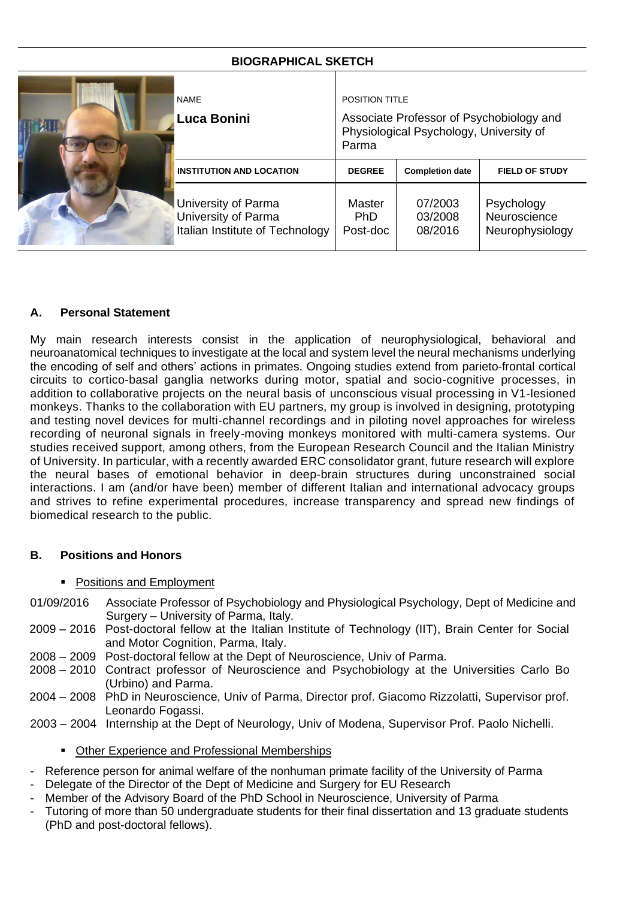## BIOGRAPHICAL SKETCH

| NAME | POSITION TITLE | | |
|---|---|---|---|
| **Luca Bonini** | Associate Professor of Psychobiology and Physiological Psychology, University of Parma | | |
| **INSTITUTION AND LOCATION** | **DEGREE** | **Completion date** | **FIELD OF STUDY** |
| University of Parma | Master | 07/2003 | Psychology |
| University of Parma | PhD | 03/2008 | Neuroscience |
| Italian Institute of Technology | Post-doc | 08/2016 | Neurophysiology |

### A. Personal Statement

My main research interests consist in the application of neurophysiological, behavioral and neuroanatomical techniques to investigate at the local and system level the neural mechanisms underlying the encoding of self and others' actions in primates. Ongoing studies extend from parieto-frontal cortical circuits to cortico-basal ganglia networks during motor, spatial and socio-cognitive processes, in addition to collaborative projects on the neural basis of unconscious visual processing in V1-lesioned monkeys. Thanks to the collaboration with EU partners, my group is involved in designing, prototyping and testing novel devices for multi-channel recordings and in piloting novel approaches for wireless recording of neuronal signals in freely-moving monkeys monitored with multi-camera systems. Our studies received support, among others, from the European Research Council and the Italian Ministry of University. In particular, with a recently awarded ERC consolidator grant, future research will explore the neural bases of emotional behavior in deep-brain structures during unconstrained social interactions. I am (and/or have been) member of different Italian and international advocacy groups and strives to refine experimental procedures, increase transparency and spread new findings of biomedical research to the public.

### B. Positions and Honors

- Positions and Employment

01/09/2016 Associate Professor of Psychobiology and Physiological Psychology, Dept of Medicine and Surgery – University of Parma, Italy.

2009 – 2016 Post-doctoral fellow at the Italian Institute of Technology (IIT), Brain Center for Social and Motor Cognition, Parma, Italy.

2008 – 2009 Post-doctoral fellow at the Dept of Neuroscience, Univ of Parma.

2008 – 2010 Contract professor of Neuroscience and Psychobiology at the Universities Carlo Bo (Urbino) and Parma.

2004 – 2008 PhD in Neuroscience, Univ of Parma, Director prof. Giacomo Rizzolatti, Supervisor prof. Leonardo Fogassi.

2003 – 2004 Internship at the Dept of Neurology, Univ of Modena, Supervisor Prof. Paolo Nichelli.

- Other Experience and Professional Memberships

- Reference person for animal welfare of the nonhuman primate facility of the University of Parma
- Delegate of the Director of the Dept of Medicine and Surgery for EU Research
- Member of the Advisory Board of the PhD School in Neuroscience, University of Parma
- Tutoring of more than 50 undergraduate students for their final dissertation and 13 graduate students (PhD and post-doctoral fellows).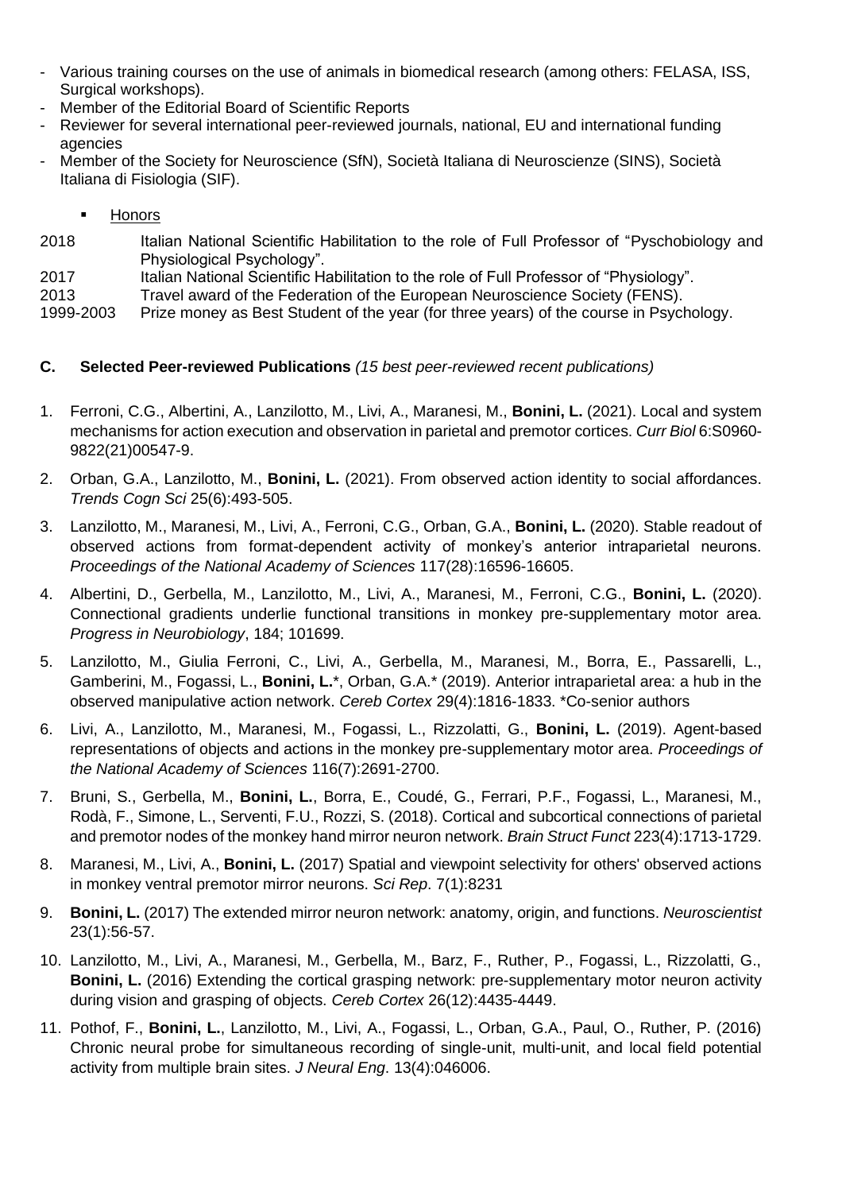- Various training courses on the use of animals in biomedical research (among others: FELASA, ISS, Surgical workshops).
- Member of the Editorial Board of Scientific Reports
- Reviewer for several international peer-reviewed journals, national, EU and international funding agencies
- Member of the Society for Neuroscience (SfN), Società Italiana di Neuroscienze (SINS), Società Italiana di Fisiologia (SIF).

- Honors

2018 Italian National Scientific Habilitation to the role of Full Professor of "Pyschobiology and Physiological Psychology".

2017 Italian National Scientific Habilitation to the role of Full Professor of "Physiology".

2013 Travel award of the Federation of the European Neuroscience Society (FENS).

1999-2003 Prize money as Best Student of the year (for three years) of the course in Psychology.

**C. Selected Peer-reviewed Publications** *(15 best peer-reviewed recent publications)*

1. Ferroni, C.G., Albertini, A., Lanzilotto, M., Livi, A., Maranesi, M., **Bonini, L.** (2021). Local and system mechanisms for action execution and observation in parietal and premotor cortices. *Curr Biol* 6:S0960-9822(21)00547-9.

2. Orban, G.A., Lanzilotto, M., **Bonini, L.** (2021). From observed action identity to social affordances. *Trends Cogn Sci* 25(6):493-505.

3. Lanzilotto, M., Maranesi, M., Livi, A., Ferroni, C.G., Orban, G.A., **Bonini, L.** (2020). Stable readout of observed actions from format-dependent activity of monkey's anterior intraparietal neurons. *Proceedings of the National Academy of Sciences* 117(28):16596-16605.

4. Albertini, D., Gerbella, M., Lanzilotto, M., Livi, A., Maranesi, M., Ferroni, C.G., **Bonini, L.** (2020). Connectional gradients underlie functional transitions in monkey pre-supplementary motor area. *Progress in Neurobiology*, 184; 101699.

5. Lanzilotto, M., Giulia Ferroni, C., Livi, A., Gerbella, M., Maranesi, M., Borra, E., Passarelli, L., Gamberini, M., Fogassi, L., **Bonini, L.***, Orban, G.A.* (2019). Anterior intraparietal area: a hub in the observed manipulative action network. *Cereb Cortex* 29(4):1816-1833. *Co-senior authors

6. Livi, A., Lanzilotto, M., Maranesi, M., Fogassi, L., Rizzolatti, G., **Bonini, L.** (2019). Agent-based representations of objects and actions in the monkey pre-supplementary motor area. *Proceedings of the National Academy of Sciences* 116(7):2691-2700.

7. Bruni, S., Gerbella, M., **Bonini, L.**, Borra, E., Coudé, G., Ferrari, P.F., Fogassi, L., Maranesi, M., Rodà, F., Simone, L., Serventi, F.U., Rozzi, S. (2018). Cortical and subcortical connections of parietal and premotor nodes of the monkey hand mirror neuron network. *Brain Struct Funct* 223(4):1713-1729.

8. Maranesi, M., Livi, A., **Bonini, L.** (2017) Spatial and viewpoint selectivity for others' observed actions in monkey ventral premotor mirror neurons. *Sci Rep*. 7(1):8231

9. **Bonini, L.** (2017) The extended mirror neuron network: anatomy, origin, and functions. *Neuroscientist* 23(1):56-57.

10. Lanzilotto, M., Livi, A., Maranesi, M., Gerbella, M., Barz, F., Ruther, P., Fogassi, L., Rizzolatti, G., **Bonini, L.** (2016) Extending the cortical grasping network: pre-supplementary motor neuron activity during vision and grasping of objects. *Cereb Cortex* 26(12):4435-4449.

11. Pothof, F., **Bonini, L.**, Lanzilotto, M., Livi, A., Fogassi, L., Orban, G.A., Paul, O., Ruther, P. (2016) Chronic neural probe for simultaneous recording of single-unit, multi-unit, and local field potential activity from multiple brain sites. *J Neural Eng*. 13(4):046006.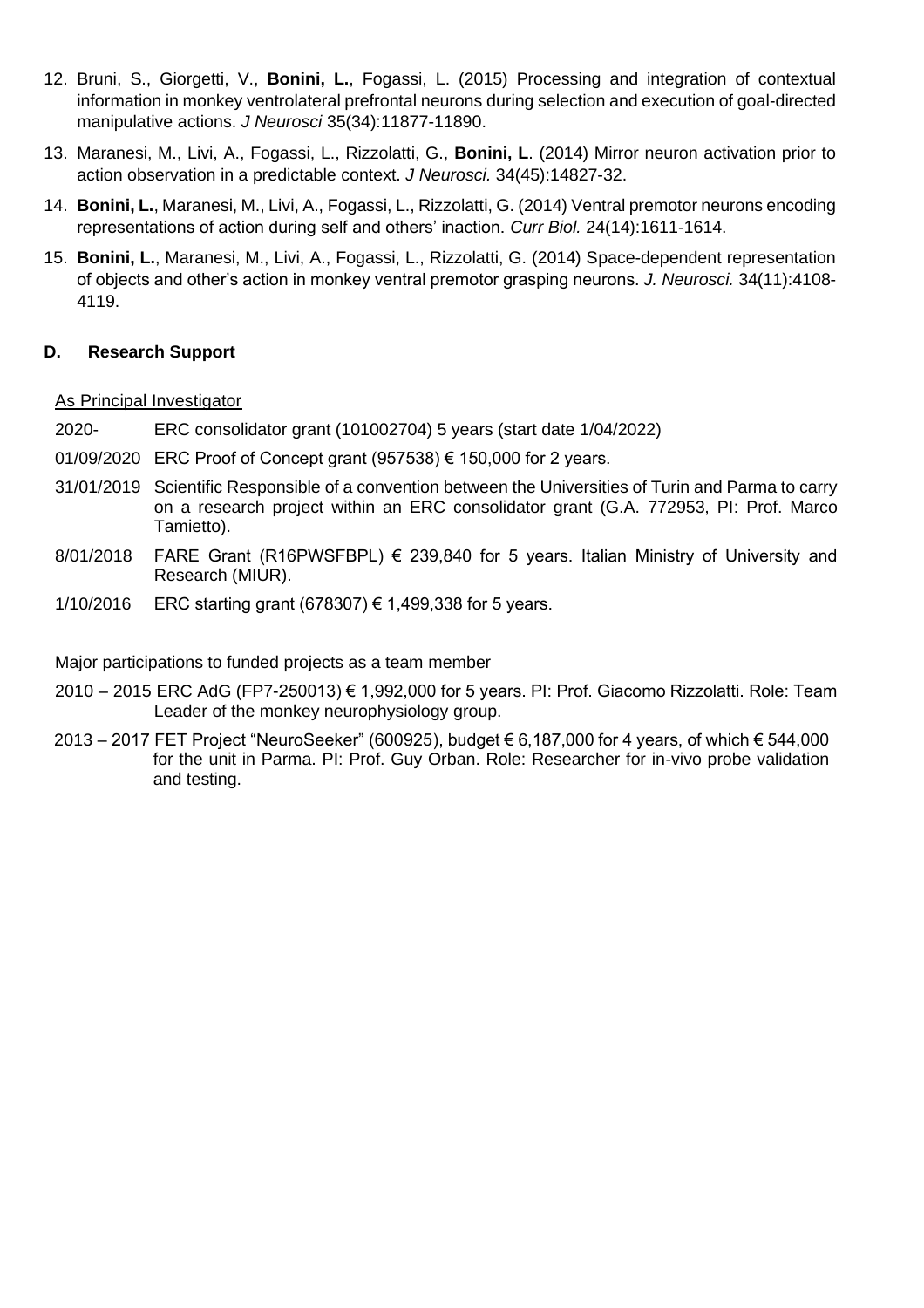12. Bruni, S., Giorgetti, V., **Bonini, L.**, Fogassi, L. (2015) Processing and integration of contextual information in monkey ventrolateral prefrontal neurons during selection and execution of goal-directed manipulative actions. *J Neurosci* 35(34):11877-11890.
13. Maranesi, M., Livi, A., Fogassi, L., Rizzolatti, G., **Bonini, L**. (2014) Mirror neuron activation prior to action observation in a predictable context. *J Neurosci.* 34(45):14827-32.
14. **Bonini, L.**, Maranesi, M., Livi, A., Fogassi, L., Rizzolatti, G. (2014) Ventral premotor neurons encoding representations of action during self and others' inaction. *Curr Biol.* 24(14):1611-1614.
15. **Bonini, L.**, Maranesi, M., Livi, A., Fogassi, L., Rizzolatti, G. (2014) Space-dependent representation of objects and other's action in monkey ventral premotor grasping neurons. *J. Neurosci.* 34(11):4108-4119.

### D. Research Support

As Principal Investigator

2020- ERC consolidator grant (101002704) 5 years (start date 1/04/2022)

01/09/2020 ERC Proof of Concept grant (957538) € 150,000 for 2 years.

31/01/2019 Scientific Responsible of a convention between the Universities of Turin and Parma to carry on a research project within an ERC consolidator grant (G.A. 772953, PI: Prof. Marco Tamietto).

8/01/2018 FARE Grant (R16PWSFBPL) € 239,840 for 5 years. Italian Ministry of University and Research (MIUR).

1/10/2016 ERC starting grant (678307) € 1,499,338 for 5 years.

Major participations to funded projects as a team member

2010 – 2015 ERC AdG (FP7-250013) € 1,992,000 for 5 years. PI: Prof. Giacomo Rizzolatti. Role: Team Leader of the monkey neurophysiology group.

2013 – 2017 FET Project "NeuroSeeker" (600925), budget € 6,187,000 for 4 years, of which € 544,000 for the unit in Parma. PI: Prof. Guy Orban. Role: Researcher for in-vivo probe validation and testing.